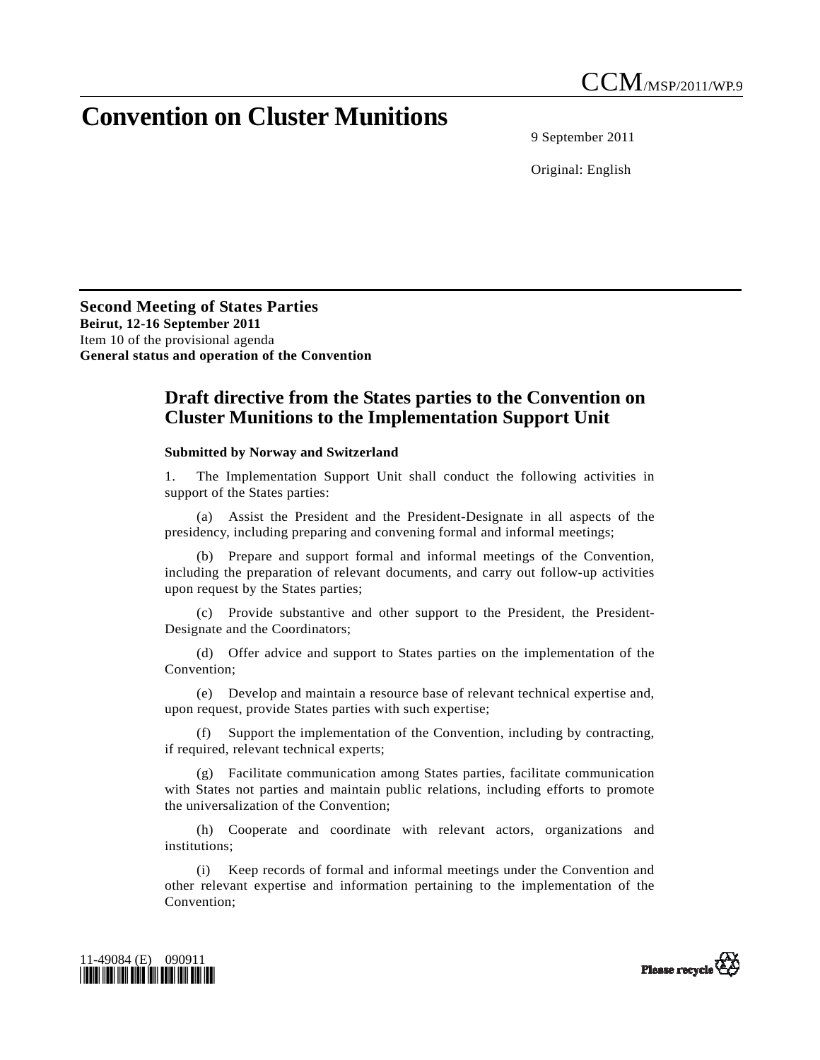CCM/MSP/2011/WP.9

# Convention on Cluster Munitions

9 September 2011

Original: English

**Second Meeting of States Parties**
**Beirut, 12-16 September 2011**
Item 10 of the provisional agenda
**General status and operation of the Convention**

## Draft directive from the States parties to the Convention on Cluster Munitions to the Implementation Support Unit

**Submitted by Norway and Switzerland**

1. The Implementation Support Unit shall conduct the following activities in support of the States parties:

(a) Assist the President and the President-Designate in all aspects of the presidency, including preparing and convening formal and informal meetings;

(b) Prepare and support formal and informal meetings of the Convention, including the preparation of relevant documents, and carry out follow-up activities upon request by the States parties;

(c) Provide substantive and other support to the President, the President-Designate and the Coordinators;

(d) Offer advice and support to States parties on the implementation of the Convention;

(e) Develop and maintain a resource base of relevant technical expertise and, upon request, provide States parties with such expertise;

(f) Support the implementation of the Convention, including by contracting, if required, relevant technical experts;

(g) Facilitate communication among States parties, facilitate communication with States not parties and maintain public relations, including efforts to promote the universalization of the Convention;

(h) Cooperate and coordinate with relevant actors, organizations and institutions;

(i) Keep records of formal and informal meetings under the Convention and other relevant expertise and information pertaining to the implementation of the Convention;

11-49084 (E) 090911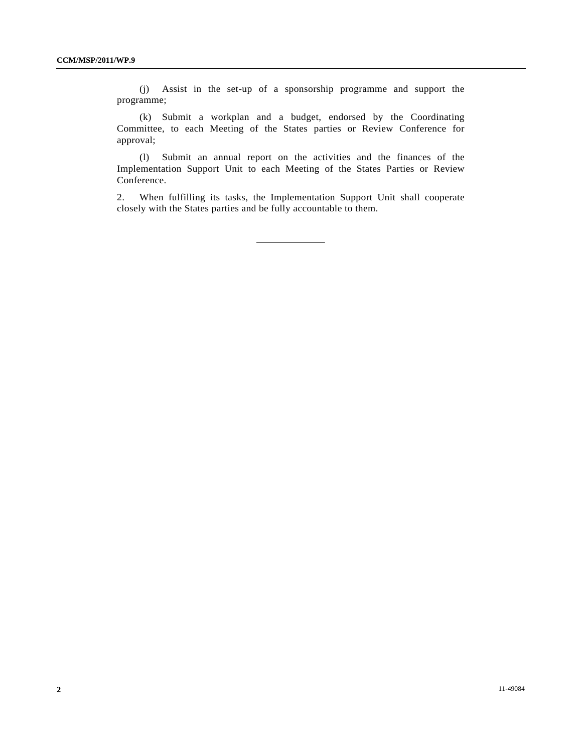(j) Assist in the set-up of a sponsorship programme and support the programme;

(k) Submit a workplan and a budget, endorsed by the Coordinating Committee, to each Meeting of the States parties or Review Conference for approval;

(l) Submit an annual report on the activities and the finances of the Implementation Support Unit to each Meeting of the States Parties or Review Conference.

2. When fulfilling its tasks, the Implementation Support Unit shall cooperate closely with the States parties and be fully accountable to them.